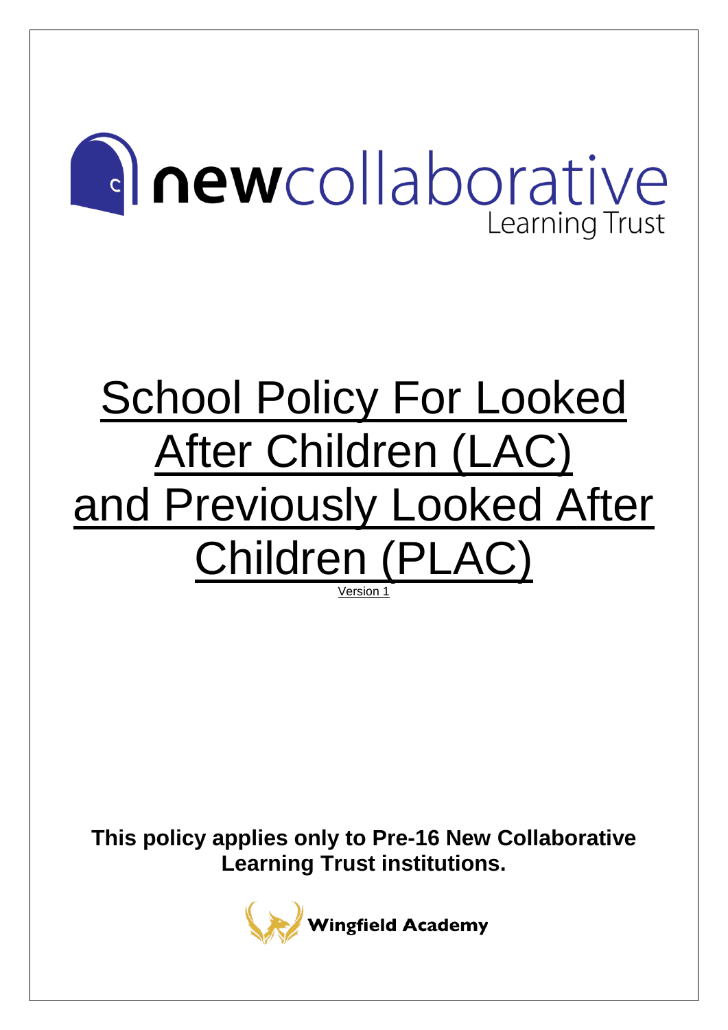newcollaborative
Learning Trust

# School Policy For Looked After Children (LAC) and Previously Looked After Children (PLAC)

Version 1

**This policy applies only to Pre-16 New Collaborative Learning Trust institutions.**

Wingfield Academy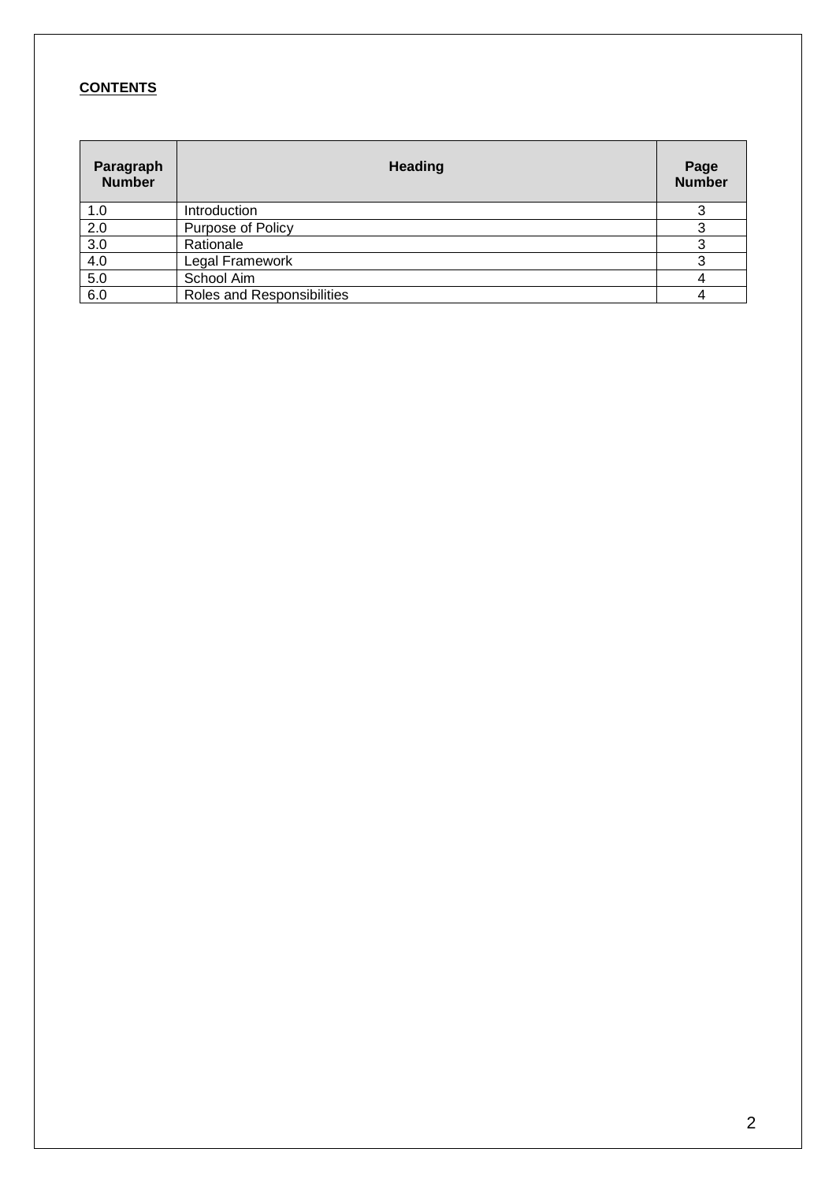**CONTENTS**

| Paragraph Number | Heading | Page Number |
|---|---|---|
| 1.0 | Introduction | 3 |
| 2.0 | Purpose of Policy | 3 |
| 3.0 | Rationale | 3 |
| 4.0 | Legal Framework | 3 |
| 5.0 | School Aim | 4 |
| 6.0 | Roles and Responsibilities | 4 |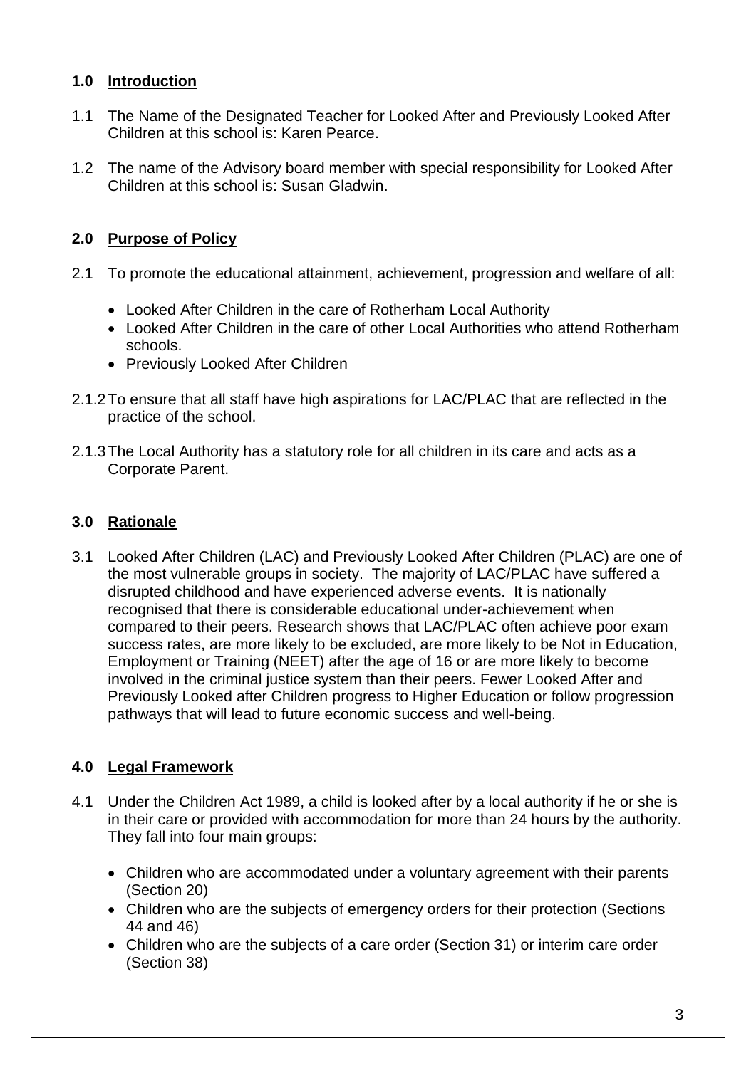## 1.0 Introduction

1.1 The Name of the Designated Teacher for Looked After and Previously Looked After Children at this school is: Karen Pearce.

1.2 The name of the Advisory board member with special responsibility for Looked After Children at this school is: Susan Gladwin.

## 2.0 Purpose of Policy

2.1 To promote the educational attainment, achievement, progression and welfare of all:

- Looked After Children in the care of Rotherham Local Authority
- Looked After Children in the care of other Local Authorities who attend Rotherham schools.
- Previously Looked After Children

2.1.2 To ensure that all staff have high aspirations for LAC/PLAC that are reflected in the practice of the school.

2.1.3 The Local Authority has a statutory role for all children in its care and acts as a Corporate Parent.

## 3.0 Rationale

3.1 Looked After Children (LAC) and Previously Looked After Children (PLAC) are one of the most vulnerable groups in society. The majority of LAC/PLAC have suffered a disrupted childhood and have experienced adverse events. It is nationally recognised that there is considerable educational under-achievement when compared to their peers. Research shows that LAC/PLAC often achieve poor exam success rates, are more likely to be excluded, are more likely to be Not in Education, Employment or Training (NEET) after the age of 16 or are more likely to become involved in the criminal justice system than their peers. Fewer Looked After and Previously Looked after Children progress to Higher Education or follow progression pathways that will lead to future economic success and well-being.

## 4.0 Legal Framework

4.1 Under the Children Act 1989, a child is looked after by a local authority if he or she is in their care or provided with accommodation for more than 24 hours by the authority. They fall into four main groups:

- Children who are accommodated under a voluntary agreement with their parents (Section 20)
- Children who are the subjects of emergency orders for their protection (Sections 44 and 46)
- Children who are the subjects of a care order (Section 31) or interim care order (Section 38)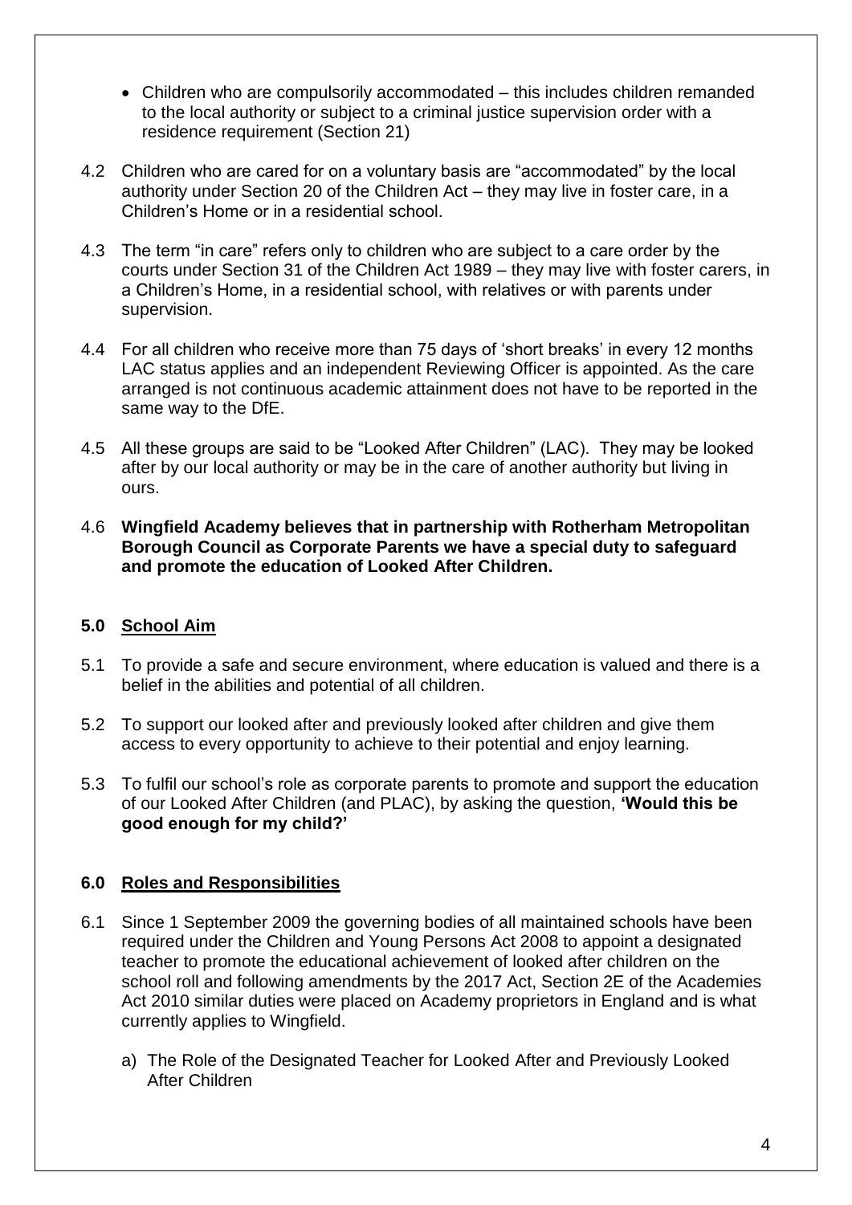- Children who are compulsorily accommodated – this includes children remanded to the local authority or subject to a criminal justice supervision order with a residence requirement (Section 21)

4.2 Children who are cared for on a voluntary basis are "accommodated" by the local authority under Section 20 of the Children Act – they may live in foster care, in a Children's Home or in a residential school.

4.3 The term "in care" refers only to children who are subject to a care order by the courts under Section 31 of the Children Act 1989 – they may live with foster carers, in a Children's Home, in a residential school, with relatives or with parents under supervision.

4.4 For all children who receive more than 75 days of 'short breaks' in every 12 months LAC status applies and an independent Reviewing Officer is appointed. As the care arranged is not continuous academic attainment does not have to be reported in the same way to the DfE.

4.5 All these groups are said to be "Looked After Children" (LAC). They may be looked after by our local authority or may be in the care of another authority but living in ours.

4.6 **Wingfield Academy believes that in partnership with Rotherham Metropolitan Borough Council as Corporate Parents we have a special duty to safeguard and promote the education of Looked After Children.**

## 5.0 School Aim

5.1 To provide a safe and secure environment, where education is valued and there is a belief in the abilities and potential of all children.

5.2 To support our looked after and previously looked after children and give them access to every opportunity to achieve to their potential and enjoy learning.

5.3 To fulfil our school's role as corporate parents to promote and support the education of our Looked After Children (and PLAC), by asking the question, **'Would this be good enough for my child?'**

## 6.0 Roles and Responsibilities

6.1 Since 1 September 2009 the governing bodies of all maintained schools have been required under the Children and Young Persons Act 2008 to appoint a designated teacher to promote the educational achievement of looked after children on the school roll and following amendments by the 2017 Act, Section 2E of the Academies Act 2010 similar duties were placed on Academy proprietors in England and is what currently applies to Wingfield.

a) The Role of the Designated Teacher for Looked After and Previously Looked After Children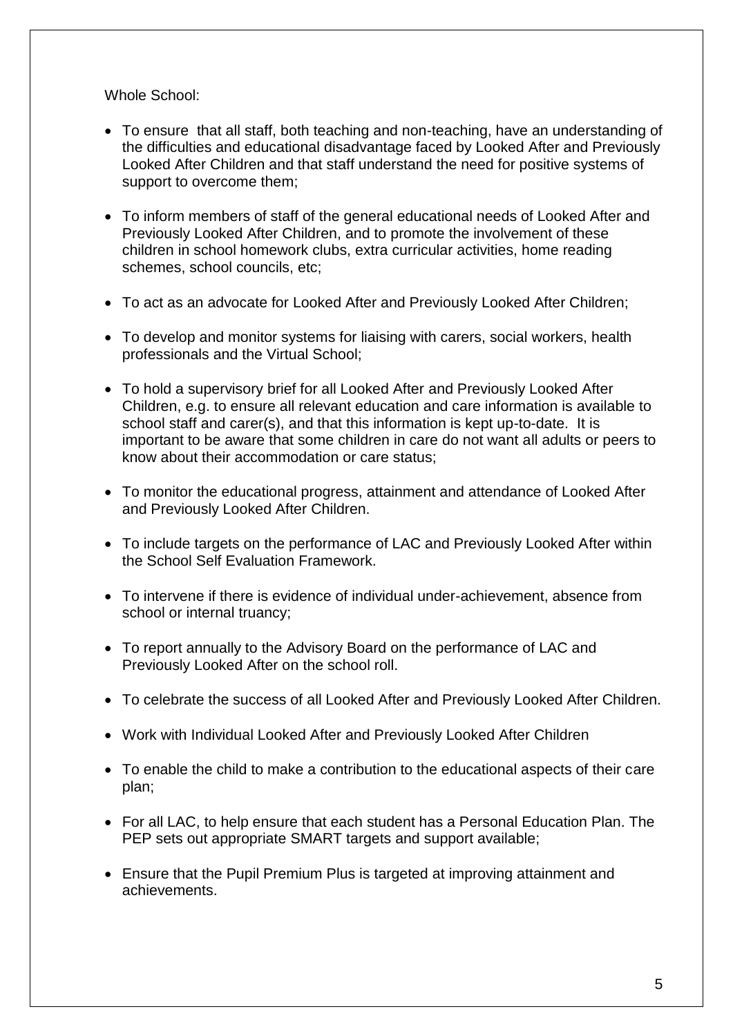Whole School:

- To ensure that all staff, both teaching and non-teaching, have an understanding of the difficulties and educational disadvantage faced by Looked After and Previously Looked After Children and that staff understand the need for positive systems of support to overcome them;
- To inform members of staff of the general educational needs of Looked After and Previously Looked After Children, and to promote the involvement of these children in school homework clubs, extra curricular activities, home reading schemes, school councils, etc;
- To act as an advocate for Looked After and Previously Looked After Children;
- To develop and monitor systems for liaising with carers, social workers, health professionals and the Virtual School;
- To hold a supervisory brief for all Looked After and Previously Looked After Children, e.g. to ensure all relevant education and care information is available to school staff and carer(s), and that this information is kept up-to-date. It is important to be aware that some children in care do not want all adults or peers to know about their accommodation or care status;
- To monitor the educational progress, attainment and attendance of Looked After and Previously Looked After Children.
- To include targets on the performance of LAC and Previously Looked After within the School Self Evaluation Framework.
- To intervene if there is evidence of individual under-achievement, absence from school or internal truancy;
- To report annually to the Advisory Board on the performance of LAC and Previously Looked After on the school roll.
- To celebrate the success of all Looked After and Previously Looked After Children.
- Work with Individual Looked After and Previously Looked After Children
- To enable the child to make a contribution to the educational aspects of their care plan;
- For all LAC, to help ensure that each student has a Personal Education Plan. The PEP sets out appropriate SMART targets and support available;
- Ensure that the Pupil Premium Plus is targeted at improving attainment and achievements.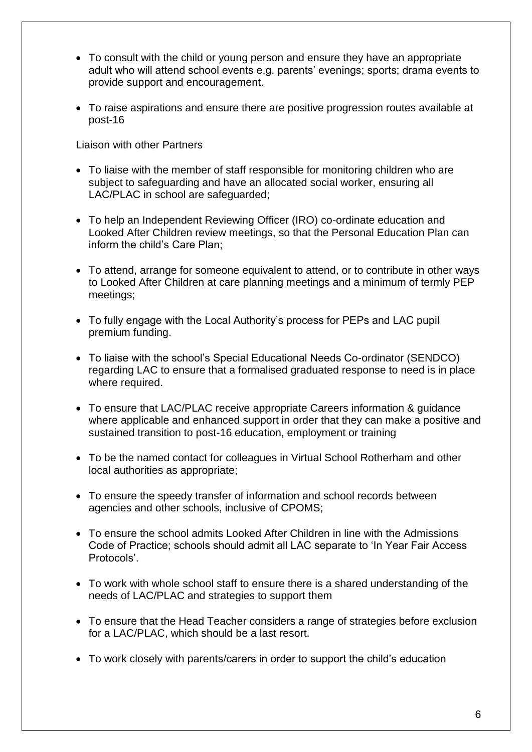- To consult with the child or young person and ensure they have an appropriate adult who will attend school events e.g. parents' evenings; sports; drama events to provide support and encouragement.
- To raise aspirations and ensure there are positive progression routes available at post-16

Liaison with other Partners

- To liaise with the member of staff responsible for monitoring children who are subject to safeguarding and have an allocated social worker, ensuring all LAC/PLAC in school are safeguarded;
- To help an Independent Reviewing Officer (IRO) co-ordinate education and Looked After Children review meetings, so that the Personal Education Plan can inform the child's Care Plan;
- To attend, arrange for someone equivalent to attend, or to contribute in other ways to Looked After Children at care planning meetings and a minimum of termly PEP meetings;
- To fully engage with the Local Authority's process for PEPs and LAC pupil premium funding.
- To liaise with the school's Special Educational Needs Co-ordinator (SENDCO) regarding LAC to ensure that a formalised graduated response to need is in place where required.
- To ensure that LAC/PLAC receive appropriate Careers information & guidance where applicable and enhanced support in order that they can make a positive and sustained transition to post-16 education, employment or training
- To be the named contact for colleagues in Virtual School Rotherham and other local authorities as appropriate;
- To ensure the speedy transfer of information and school records between agencies and other schools, inclusive of CPOMS;
- To ensure the school admits Looked After Children in line with the Admissions Code of Practice; schools should admit all LAC separate to 'In Year Fair Access Protocols'.
- To work with whole school staff to ensure there is a shared understanding of the needs of LAC/PLAC and strategies to support them
- To ensure that the Head Teacher considers a range of strategies before exclusion for a LAC/PLAC, which should be a last resort.
- To work closely with parents/carers in order to support the child's education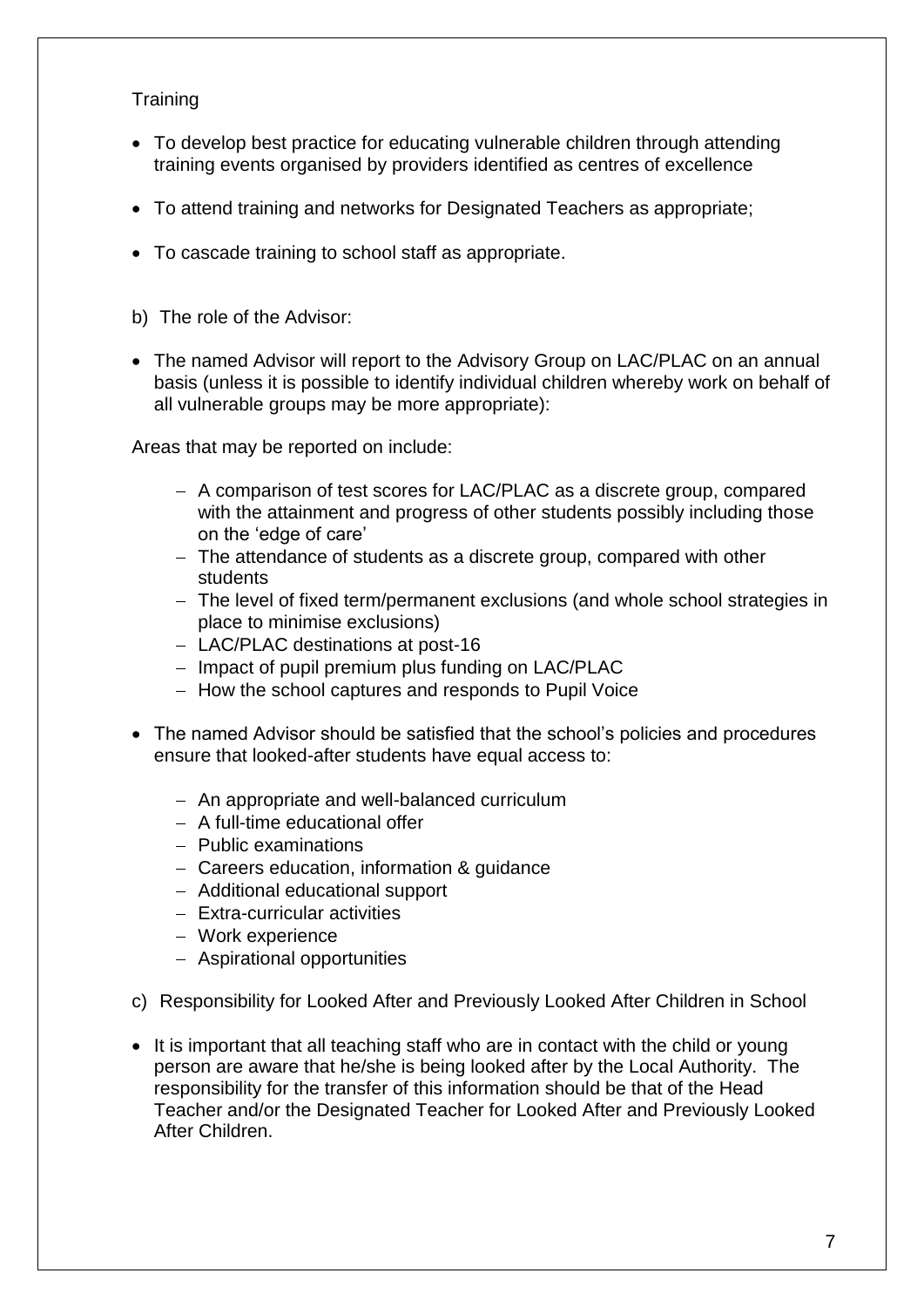Training

- To develop best practice for educating vulnerable children through attending training events organised by providers identified as centres of excellence
- To attend training and networks for Designated Teachers as appropriate;
- To cascade training to school staff as appropriate.

b) The role of the Advisor:

- The named Advisor will report to the Advisory Group on LAC/PLAC on an annual basis (unless it is possible to identify individual children whereby work on behalf of all vulnerable groups may be more appropriate):

Areas that may be reported on include:

- A comparison of test scores for LAC/PLAC as a discrete group, compared with the attainment and progress of other students possibly including those on the 'edge of care'
- The attendance of students as a discrete group, compared with other students
- The level of fixed term/permanent exclusions (and whole school strategies in place to minimise exclusions)
- LAC/PLAC destinations at post-16
- Impact of pupil premium plus funding on LAC/PLAC
- How the school captures and responds to Pupil Voice

- The named Advisor should be satisfied that the school's policies and procedures ensure that looked-after students have equal access to:
  - An appropriate and well-balanced curriculum
  - A full-time educational offer
  - Public examinations
  - Careers education, information & guidance
  - Additional educational support
  - Extra-curricular activities
  - Work experience
  - Aspirational opportunities

c) Responsibility for Looked After and Previously Looked After Children in School

- It is important that all teaching staff who are in contact with the child or young person are aware that he/she is being looked after by the Local Authority. The responsibility for the transfer of this information should be that of the Head Teacher and/or the Designated Teacher for Looked After and Previously Looked After Children.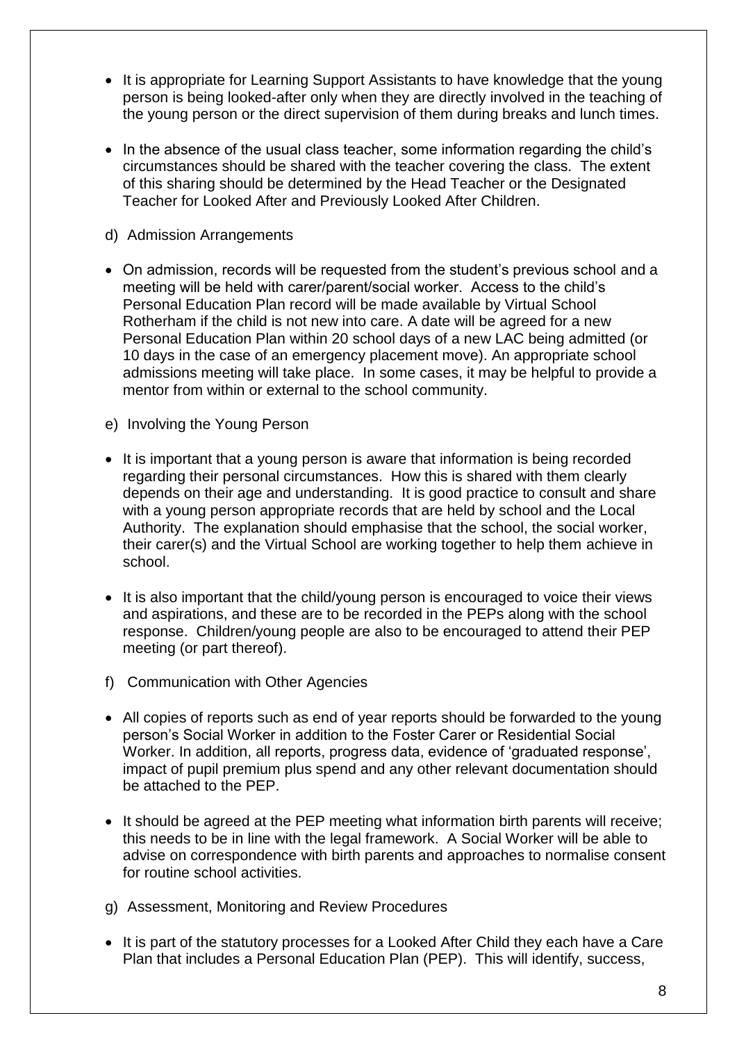- It is appropriate for Learning Support Assistants to have knowledge that the young person is being looked-after only when they are directly involved in the teaching of the young person or the direct supervision of them during breaks and lunch times.

- In the absence of the usual class teacher, some information regarding the child's circumstances should be shared with the teacher covering the class. The extent of this sharing should be determined by the Head Teacher or the Designated Teacher for Looked After and Previously Looked After Children.

d) Admission Arrangements

- On admission, records will be requested from the student's previous school and a meeting will be held with carer/parent/social worker. Access to the child's Personal Education Plan record will be made available by Virtual School Rotherham if the child is not new into care. A date will be agreed for a new Personal Education Plan within 20 school days of a new LAC being admitted (or 10 days in the case of an emergency placement move). An appropriate school admissions meeting will take place. In some cases, it may be helpful to provide a mentor from within or external to the school community.

e) Involving the Young Person

- It is important that a young person is aware that information is being recorded regarding their personal circumstances. How this is shared with them clearly depends on their age and understanding. It is good practice to consult and share with a young person appropriate records that are held by school and the Local Authority. The explanation should emphasise that the school, the social worker, their carer(s) and the Virtual School are working together to help them achieve in school.

- It is also important that the child/young person is encouraged to voice their views and aspirations, and these are to be recorded in the PEPs along with the school response. Children/young people are also to be encouraged to attend their PEP meeting (or part thereof).

f) Communication with Other Agencies

- All copies of reports such as end of year reports should be forwarded to the young person's Social Worker in addition to the Foster Carer or Residential Social Worker. In addition, all reports, progress data, evidence of 'graduated response', impact of pupil premium plus spend and any other relevant documentation should be attached to the PEP.

- It should be agreed at the PEP meeting what information birth parents will receive; this needs to be in line with the legal framework. A Social Worker will be able to advise on correspondence with birth parents and approaches to normalise consent for routine school activities.

g) Assessment, Monitoring and Review Procedures

- It is part of the statutory processes for a Looked After Child they each have a Care Plan that includes a Personal Education Plan (PEP). This will identify, success,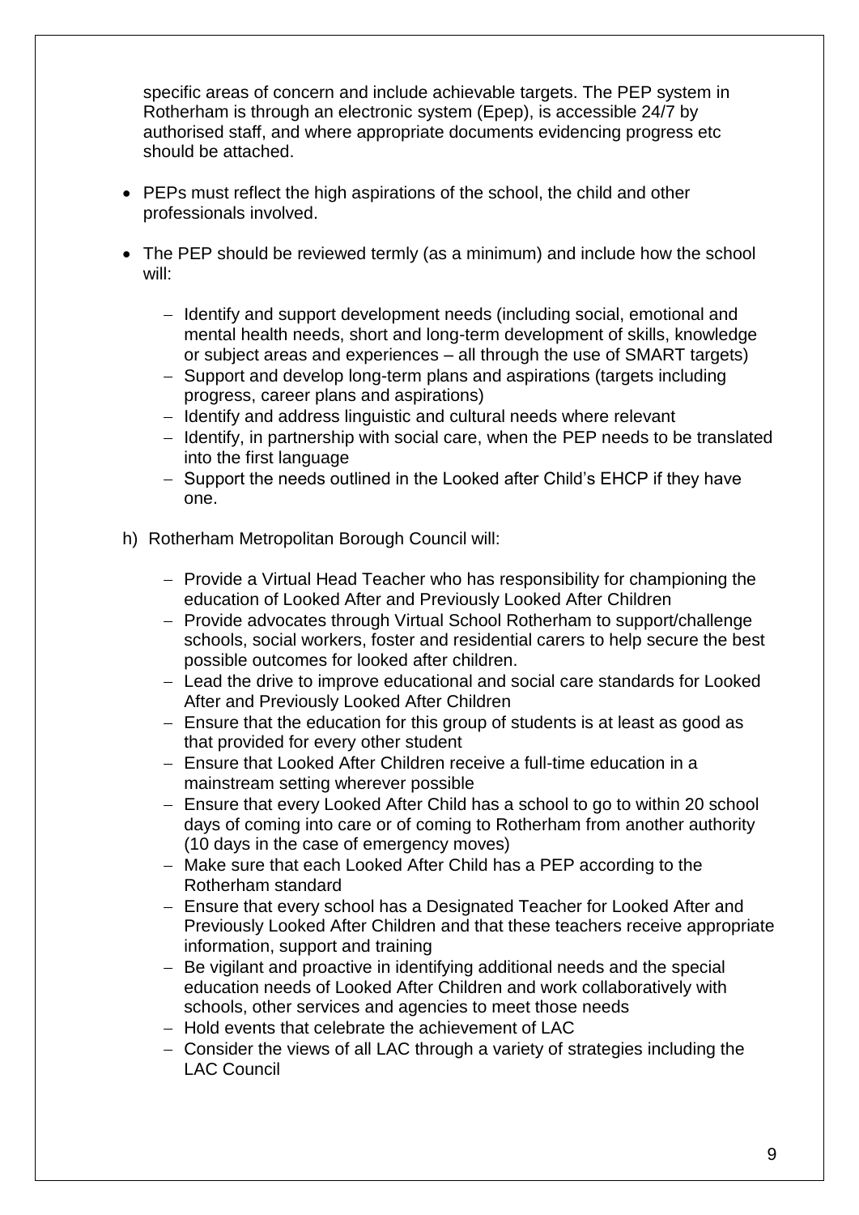specific areas of concern and include achievable targets. The PEP system in Rotherham is through an electronic system (Epep), is accessible 24/7 by authorised staff, and where appropriate documents evidencing progress etc should be attached.

- PEPs must reflect the high aspirations of the school, the child and other professionals involved.
- The PEP should be reviewed termly (as a minimum) and include how the school will:
  - Identify and support development needs (including social, emotional and mental health needs, short and long-term development of skills, knowledge or subject areas and experiences – all through the use of SMART targets)
  - Support and develop long-term plans and aspirations (targets including progress, career plans and aspirations)
  - Identify and address linguistic and cultural needs where relevant
  - Identify, in partnership with social care, when the PEP needs to be translated into the first language
  - Support the needs outlined in the Looked after Child's EHCP if they have one.

h) Rotherham Metropolitan Borough Council will:

- Provide a Virtual Head Teacher who has responsibility for championing the education of Looked After and Previously Looked After Children
- Provide advocates through Virtual School Rotherham to support/challenge schools, social workers, foster and residential carers to help secure the best possible outcomes for looked after children.
- Lead the drive to improve educational and social care standards for Looked After and Previously Looked After Children
- Ensure that the education for this group of students is at least as good as that provided for every other student
- Ensure that Looked After Children receive a full-time education in a mainstream setting wherever possible
- Ensure that every Looked After Child has a school to go to within 20 school days of coming into care or of coming to Rotherham from another authority (10 days in the case of emergency moves)
- Make sure that each Looked After Child has a PEP according to the Rotherham standard
- Ensure that every school has a Designated Teacher for Looked After and Previously Looked After Children and that these teachers receive appropriate information, support and training
- Be vigilant and proactive in identifying additional needs and the special education needs of Looked After Children and work collaboratively with schools, other services and agencies to meet those needs
- Hold events that celebrate the achievement of LAC
- Consider the views of all LAC through a variety of strategies including the LAC Council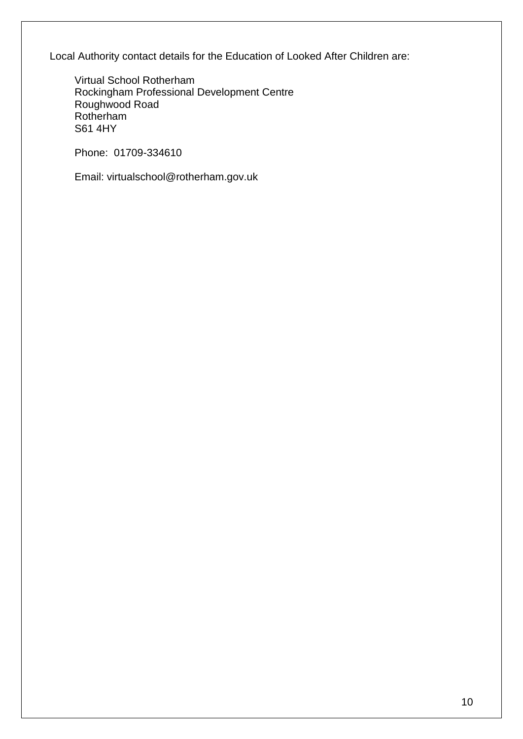Local Authority contact details for the Education of Looked After Children are:

Virtual School Rotherham  
Rockingham Professional Development Centre  
Roughwood Road  
Rotherham  
S61 4HY

Phone: 01709-334610

Email: virtualschool@rotherham.gov.uk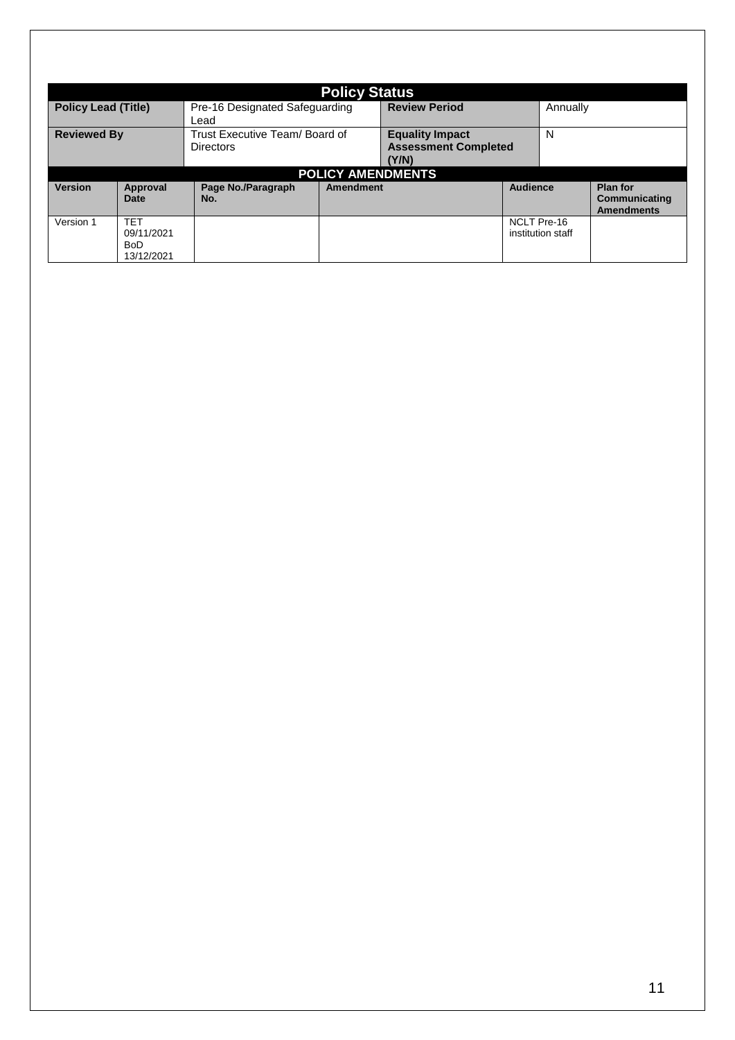| Policy Status | | | |
|---|---|---|---|
| **Policy Lead (Title)** | Pre-16 Designated Safeguarding Lead | **Review Period** | Annually |
| **Reviewed By** | Trust Executive Team/ Board of Directors | **Equality Impact Assessment Completed (Y/N)** | N |

| POLICY AMENDMENTS | | | | | |
|---|---|---|---|---|---|
| **Version** | **Approval Date** | **Page No./Paragraph No.** | **Amendment** | **Audience** | **Plan for Communicating Amendments** |
| Version 1 | TET 09/11/2021 BoD 13/12/2021 | | | NCLT Pre-16 institution staff | |